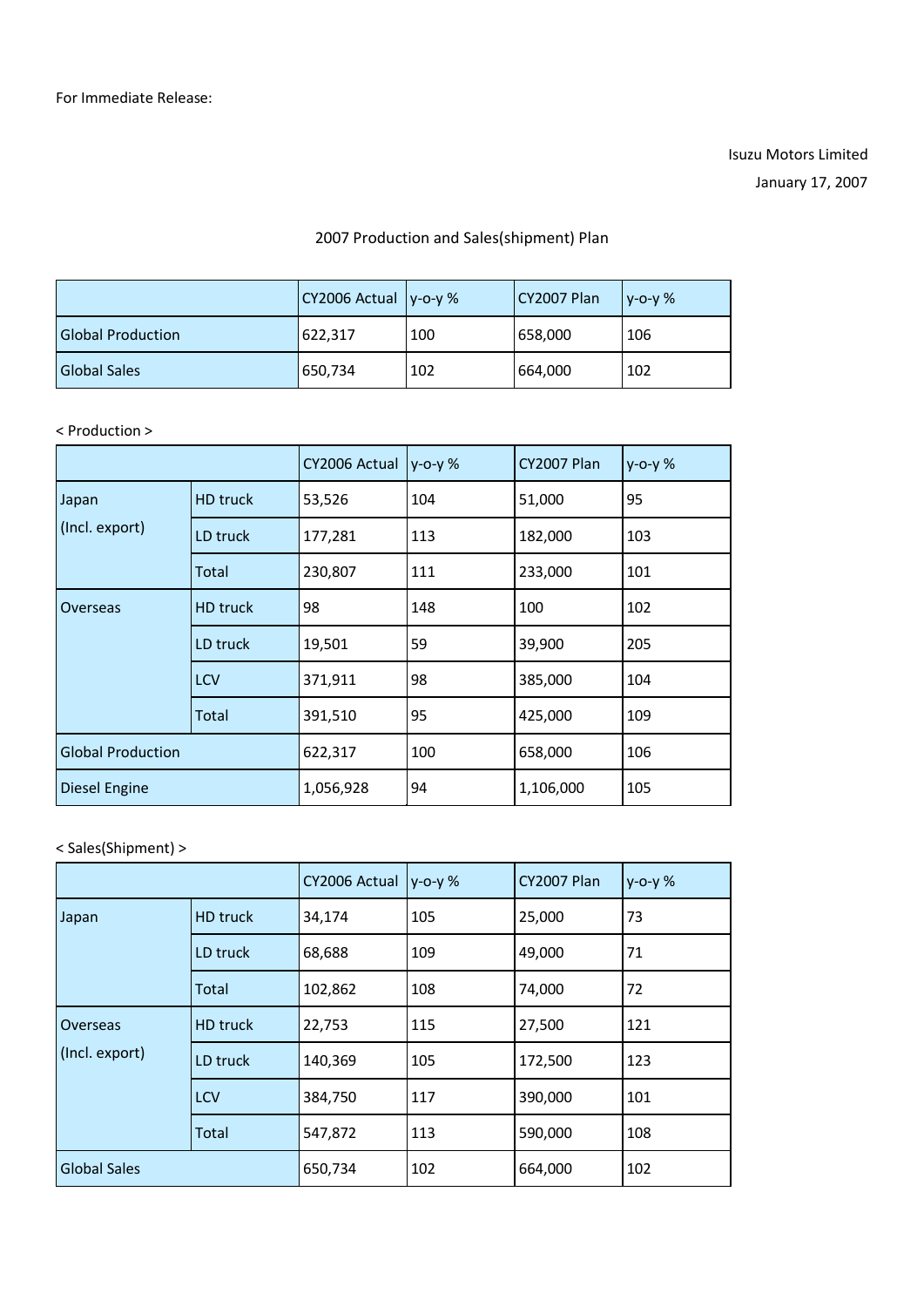For Immediate Release:

Isuzu Motors Limited

January 17, 2007

# 2007 Production and Sales(shipment) Plan

| | CY2006 Actual | y-o-y % | CY2007 Plan | y-o-y % |
|---|---|---|---|---|
| Global Production | 622,317 | 100 | 658,000 | 106 |
| Global Sales | 650,734 | 102 | 664,000 | 102 |

< Production >

| | | CY2006 Actual | y-o-y % | CY2007 Plan | y-o-y % |
|---|---|---|---|---|---|
| Japan (Incl. export) | HD truck | 53,526 | 104 | 51,000 | 95 |
| | LD truck | 177,281 | 113 | 182,000 | 103 |
| | Total | 230,807 | 111 | 233,000 | 101 |
| Overseas | HD truck | 98 | 148 | 100 | 102 |
| | LD truck | 19,501 | 59 | 39,900 | 205 |
| | LCV | 371,911 | 98 | 385,000 | 104 |
| | Total | 391,510 | 95 | 425,000 | 109 |
| Global Production | | 622,317 | 100 | 658,000 | 106 |
| Diesel Engine | | 1,056,928 | 94 | 1,106,000 | 105 |

< Sales(Shipment) >

| | | CY2006 Actual | y-o-y % | CY2007 Plan | y-o-y % |
|---|---|---|---|---|---|
| Japan | HD truck | 34,174 | 105 | 25,000 | 73 |
| | LD truck | 68,688 | 109 | 49,000 | 71 |
| | Total | 102,862 | 108 | 74,000 | 72 |
| Overseas (Incl. export) | HD truck | 22,753 | 115 | 27,500 | 121 |
| | LD truck | 140,369 | 105 | 172,500 | 123 |
| | LCV | 384,750 | 117 | 390,000 | 101 |
| | Total | 547,872 | 113 | 590,000 | 108 |
| Global Sales | | 650,734 | 102 | 664,000 | 102 |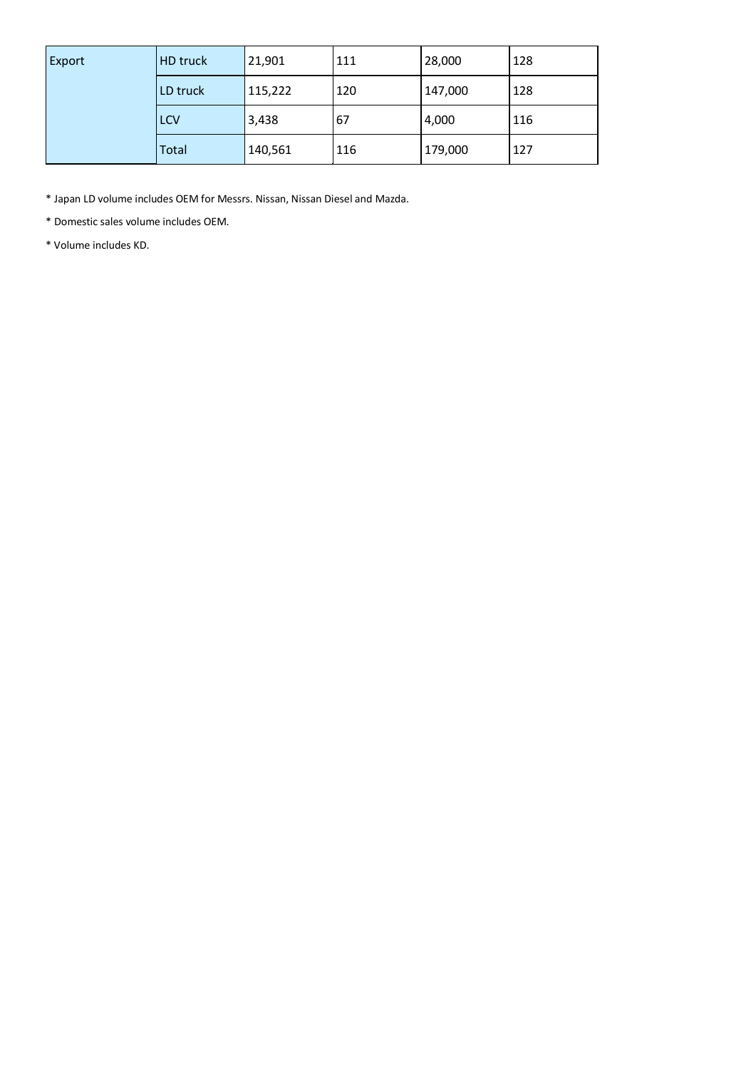| | | | | | |
|---|---|---|---|---|---|
| Export | HD truck | 21,901 | 111 | 28,000 | 128 |
| | LD truck | 115,222 | 120 | 147,000 | 128 |
| | LCV | 3,438 | 67 | 4,000 | 116 |
| | Total | 140,561 | 116 | 179,000 | 127 |

* Japan LD volume includes OEM for Messrs. Nissan, Nissan Diesel and Mazda.

* Domestic sales volume includes OEM.

* Volume includes KD.